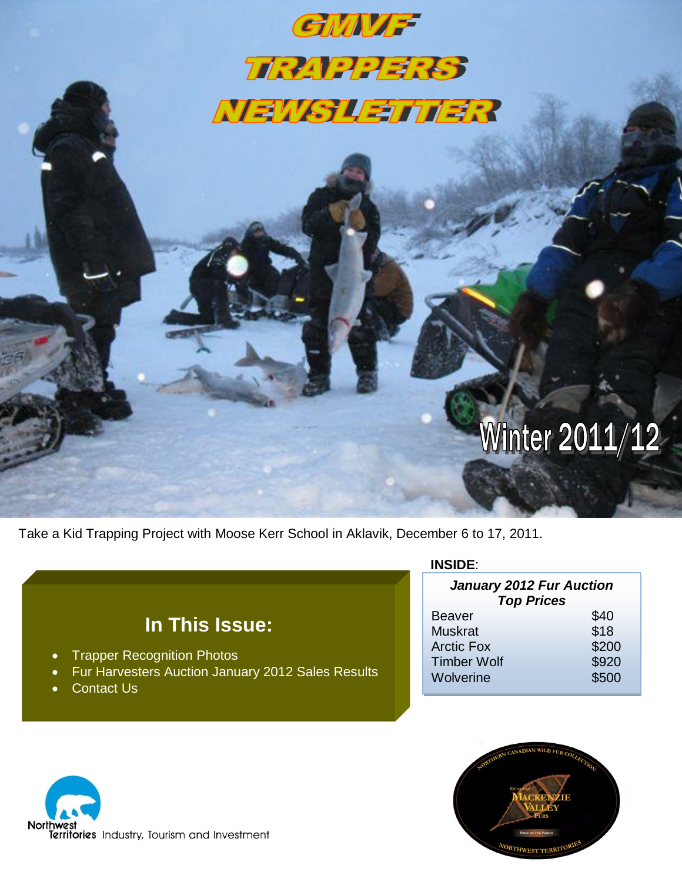# GMVF TRAPPERS NEWSLETTER

Winter 2011/12

Take a Kid Trapping Project with Moose Kerr School in Aklavik, December 6 to 17, 2011.

## In This Issue:

- Trapper Recognition Photos
- Fur Harvesters Auction January 2012 Sales Results
- Contact Us

**INSIDE**:

| ***January 2012 Fur Auction Top Prices*** | |
|---|---|
| Beaver | $40 |
| Muskrat | $18 |
| Arctic Fox | $200 |
| Timber Wolf | $920 |
| Wolverine | $500 |

Northwest Territories Industry, Tourism and Investment

Northern Canadian Wild Fur Collection – Genuine Mackenzie Valley Furs – Pride of the North – Northwest Territories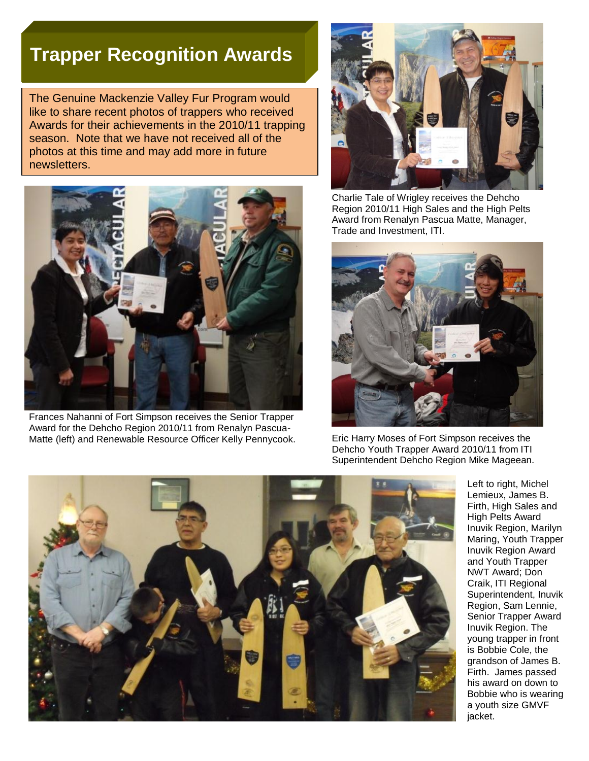# Trapper Recognition Awards

The Genuine Mackenzie Valley Fur Program would like to share recent photos of trappers who received Awards for their achievements in the 2010/11 trapping season. Note that we have not received all of the photos at this time and may add more in future newsletters.

Frances Nahanni of Fort Simpson receives the Senior Trapper Award for the Dehcho Region 2010/11 from Renalyn Pascua-Matte (left) and Renewable Resource Officer Kelly Pennycook.

Charlie Tale of Wrigley receives the Dehcho Region 2010/11 High Sales and the High Pelts Award from Renalyn Pascua Matte, Manager, Trade and Investment, ITI.

Eric Harry Moses of Fort Simpson receives the Dehcho Youth Trapper Award 2010/11 from ITI Superintendent Dehcho Region Mike Mageean.

Left to right, Michel Lemieux, James B. Firth, High Sales and High Pelts Award Inuvik Region, Marilyn Maring, Youth Trapper Inuvik Region Award and Youth Trapper NWT Award; Don Craik, ITI Regional Superintendent, Inuvik Region, Sam Lennie, Senior Trapper Award Inuvik Region. The young trapper in front is Bobbie Cole, the grandson of James B. Firth. James passed his award on down to Bobbie who is wearing a youth size GMVF jacket.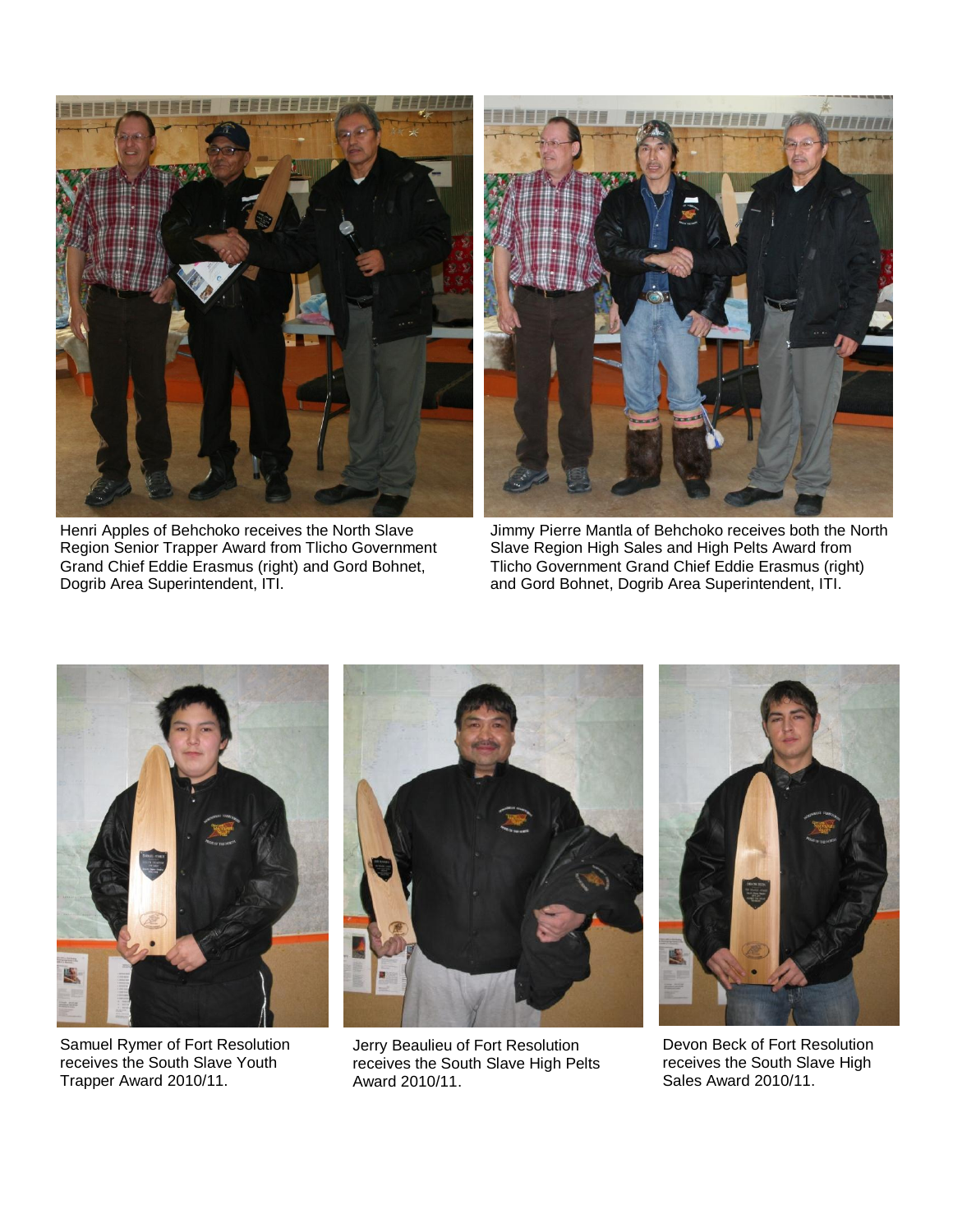Henri Apples of Behchoko receives the North Slave Region Senior Trapper Award from Tlicho Government Grand Chief Eddie Erasmus (right) and Gord Bohnet, Dogrib Area Superintendent, ITI.

Jimmy Pierre Mantla of Behchoko receives both the North Slave Region High Sales and High Pelts Award from Tlicho Government Grand Chief Eddie Erasmus (right) and Gord Bohnet, Dogrib Area Superintendent, ITI.

Samuel Rymer of Fort Resolution receives the South Slave Youth Trapper Award 2010/11.

Jerry Beaulieu of Fort Resolution receives the South Slave High Pelts Award 2010/11.

Devon Beck of Fort Resolution receives the South Slave High Sales Award 2010/11.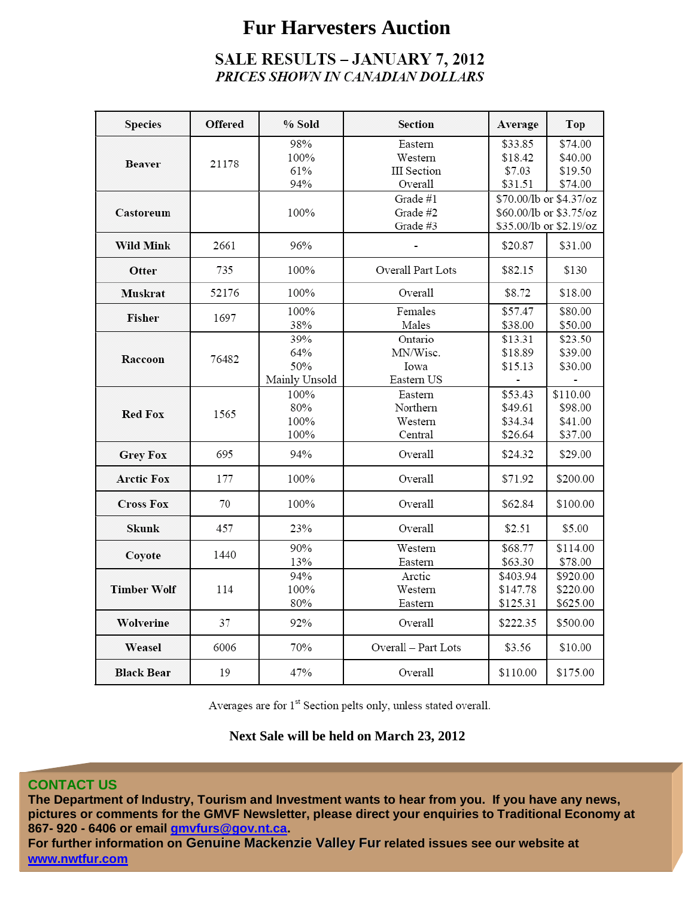# Fur Harvesters Auction

## SALE RESULTS – JANUARY 7, 2012

***PRICES SHOWN IN CANADIAN DOLLARS***

| Species | Offered | % Sold | Section | Average | Top |
|---|---|---|---|---|---|
| Beaver | 21178 | 98% | Eastern | $33.85 | $74.00 |
| | | 100% | Western | $18.42 | $40.00 |
| | | 61% | III Section | $7.03 | $19.50 |
| | | 94% | Overall | $31.51 | $74.00 |
| Castoreum | | 100% | Grade #1 | $70.00/lb or $4.37/oz | |
| | | | Grade #2 | $60.00/lb or $3.75/oz | |
| | | | Grade #3 | $35.00/lb or $2.19/oz | |
| Wild Mink | 2661 | 96% | - | $20.87 | $31.00 |
| Otter | 735 | 100% | Overall Part Lots | $82.15 | $130 |
| Muskrat | 52176 | 100% | Overall | $8.72 | $18.00 |
| Fisher | 1697 | 100% | Females | $57.47 | $80.00 |
| | | 38% | Males | $38.00 | $50.00 |
| Raccoon | 76482 | 39% | Ontario | $13.31 | $23.50 |
| | | 64% | MN/Wisc. | $18.89 | $39.00 |
| | | 50% | Iowa | $15.13 | $30.00 |
| | | Mainly Unsold | Eastern US | - | - |
| Red Fox | 1565 | 100% | Eastern | $53.43 | $110.00 |
| | | 80% | Northern | $49.61 | $98.00 |
| | | 100% | Western | $34.34 | $41.00 |
| | | 100% | Central | $26.64 | $37.00 |
| Grey Fox | 695 | 94% | Overall | $24.32 | $29.00 |
| Arctic Fox | 177 | 100% | Overall | $71.92 | $200.00 |
| Cross Fox | 70 | 100% | Overall | $62.84 | $100.00 |
| Skunk | 457 | 23% | Overall | $2.51 | $5.00 |
| Coyote | 1440 | 90% | Western | $68.77 | $114.00 |
| | | 13% | Eastern | $63.30 | $78.00 |
| Timber Wolf | 114 | 94% | Arctic | $403.94 | $920.00 |
| | | 100% | Western | $147.78 | $220.00 |
| | | 80% | Eastern | $125.31 | $625.00 |
| Wolverine | 37 | 92% | Overall | $222.35 | $500.00 |
| Weasel | 6006 | 70% | Overall – Part Lots | $3.56 | $10.00 |
| Black Bear | 19 | 47% | Overall | $110.00 | $175.00 |

Averages are for 1st Section pelts only, unless stated overall.

**Next Sale will be held on March 23, 2012**

**CONTACT US**

**The Department of Industry, Tourism and Investment wants to hear from you. If you have any news, pictures or comments for the GMVF Newsletter, please direct your enquiries to Traditional Economy at 867- 920 - 6406 or email gmvfurs@gov.nt.ca.**

**For further information on Genuine Mackenzie Valley Fur related issues see our website at www.nwtfur.com**